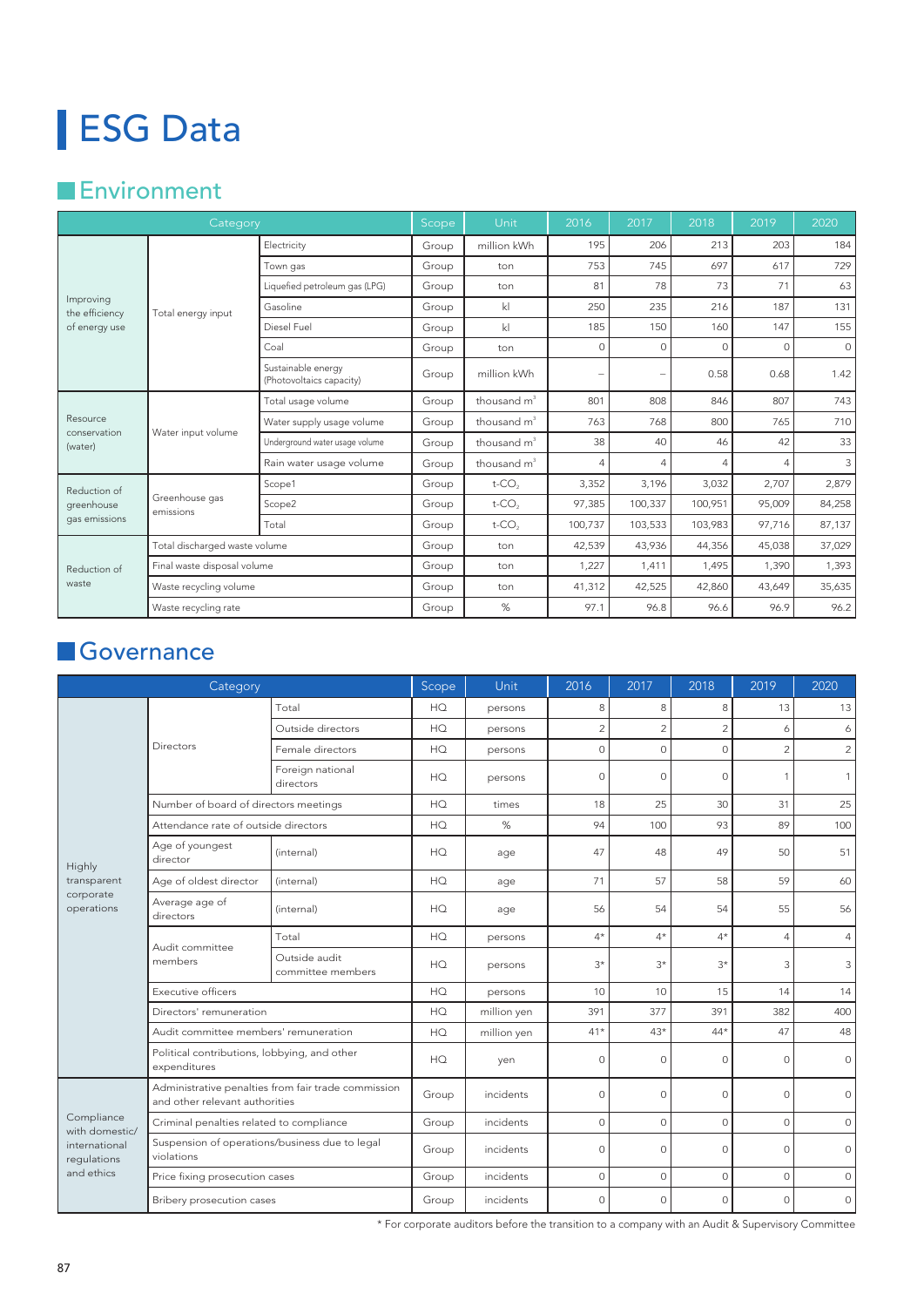# ESG Data

## Environment

| Category | | | Scope | Unit | 2016 | 2017 | 2018 | 2019 | 2020 |
|---|---|---|---|---|---|---|---|---|---|
| Improving the efficiency of energy use | Total energy input | Electricity | Group | million kWh | 195 | 206 | 213 | 203 | 184 |
| | | Town gas | Group | ton | 753 | 745 | 697 | 617 | 729 |
| | | Liquefied petroleum gas (LPG) | Group | ton | 81 | 78 | 73 | 71 | 63 |
| | | Gasoline | Group | kl | 250 | 235 | 216 | 187 | 131 |
| | | Diesel Fuel | Group | kl | 185 | 150 | 160 | 147 | 155 |
| | | Coal | Group | ton | 0 | 0 | 0 | 0 | 0 |
| | | Sustainable energy (Photovoltaics capacity) | Group | million kWh | – | – | 0.58 | 0.68 | 1.42 |
| Resource conservation (water) | Water input volume | Total usage volume | Group | thousand $m^3$ | 801 | 808 | 846 | 807 | 743 |
| | | Water supply usage volume | Group | thousand $m^3$ | 763 | 768 | 800 | 765 | 710 |
| | | Underground water usage volume | Group | thousand $m^3$ | 38 | 40 | 46 | 42 | 33 |
| | | Rain water usage volume | Group | thousand $m^3$ | 4 | 4 | 4 | 4 | 3 |
| Reduction of greenhouse gas emissions | Greenhouse gas emissions | Scope1 | Group | t-$CO_2$ | 3,352 | 3,196 | 3,032 | 2,707 | 2,879 |
| | | Scope2 | Group | t-$CO_2$ | 97,385 | 100,337 | 100,951 | 95,009 | 84,258 |
| | | Total | Group | t-$CO_2$ | 100,737 | 103,533 | 103,983 | 97,716 | 87,137 |
| Reduction of waste | Total discharged waste volume | | Group | ton | 42,539 | 43,936 | 44,356 | 45,038 | 37,029 |
| | Final waste disposal volume | | Group | ton | 1,227 | 1,411 | 1,495 | 1,390 | 1,393 |
| | Waste recycling volume | | Group | ton | 41,312 | 42,525 | 42,860 | 43,649 | 35,635 |
| | Waste recycling rate | | Group | % | 97.1 | 96.8 | 96.6 | 96.9 | 96.2 |

## Governance

| Category | | | Scope | Unit | 2016 | 2017 | 2018 | 2019 | 2020 |
|---|---|---|---|---|---|---|---|---|---|
| Highly transparent corporate operations | Directors | Total | HQ | persons | 8 | 8 | 8 | 13 | 13 |
| | | Outside directors | HQ | persons | 2 | 2 | 2 | 6 | 6 |
| | | Female directors | HQ | persons | 0 | 0 | 0 | 2 | 2 |
| | | Foreign national directors | HQ | persons | 0 | 0 | 0 | 1 | 1 |
| | Number of board of directors meetings | | HQ | times | 18 | 25 | 30 | 31 | 25 |
| | Attendance rate of outside directors | | HQ | % | 94 | 100 | 93 | 89 | 100 |
| | Age of youngest director | (internal) | HQ | age | 47 | 48 | 49 | 50 | 51 |
| | Age of oldest director | (internal) | HQ | age | 71 | 57 | 58 | 59 | 60 |
| | Average age of directors | (internal) | HQ | age | 56 | 54 | 54 | 55 | 56 |
| | Audit committee members | Total | HQ | persons | 4* | 4* | 4* | 4 | 4 |
| | | Outside audit committee members | HQ | persons | 3* | 3* | 3* | 3 | 3 |
| | Executive officers | | HQ | persons | 10 | 10 | 15 | 14 | 14 |
| | Directors' remuneration | | HQ | million yen | 391 | 377 | 391 | 382 | 400 |
| | Audit committee members' remuneration | | HQ | million yen | 41* | 43* | 44* | 47 | 48 |
| | Political contributions, lobbying, and other expenditures | | HQ | yen | 0 | 0 | 0 | 0 | 0 |
| Compliance with domestic/ international regulations and ethics | Administrative penalties from fair trade commission and other relevant authorities | | Group | incidents | 0 | 0 | 0 | 0 | 0 |
| | Criminal penalties related to compliance | | Group | incidents | 0 | 0 | 0 | 0 | 0 |
| | Suspension of operations/business due to legal violations | | Group | incidents | 0 | 0 | 0 | 0 | 0 |
| | Price fixing prosecution cases | | Group | incidents | 0 | 0 | 0 | 0 | 0 |
| | Bribery prosecution cases | | Group | incidents | 0 | 0 | 0 | 0 | 0 |

* For corporate auditors before the transition to a company with an Audit & Supervisory Committee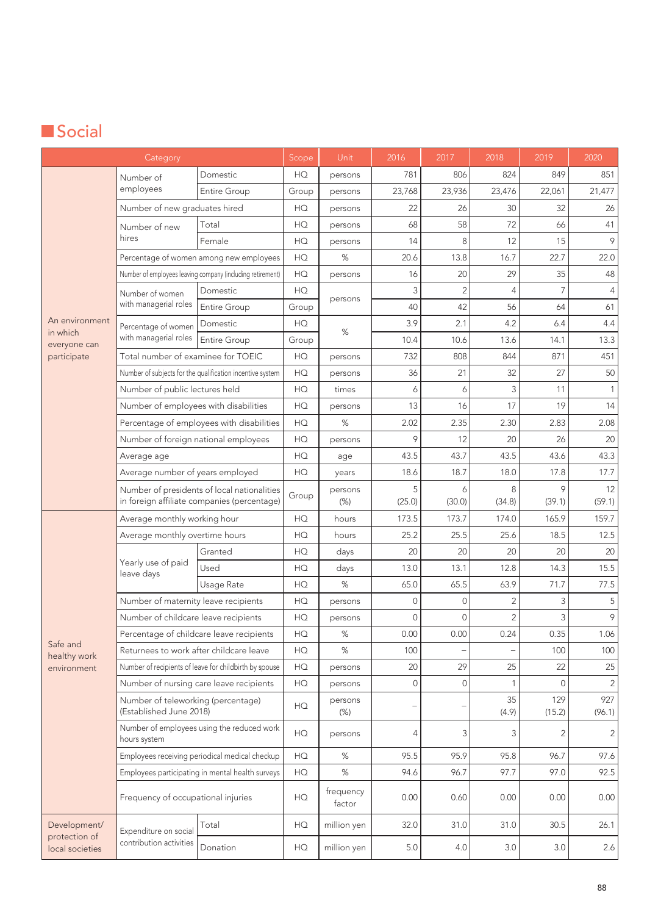## Social

| Category | | | Scope | Unit | 2016 | 2017 | 2018 | 2019 | 2020 |
|---|---|---|---|---|---|---|---|---|---|
| An environment in which everyone can participate | Number of employees | Domestic | HQ | persons | 781 | 806 | 824 | 849 | 851 |
| | | Entire Group | Group | persons | 23,768 | 23,936 | 23,476 | 22,061 | 21,477 |
| | Number of new graduates hired | | HQ | persons | 22 | 26 | 30 | 32 | 26 |
| | Number of new hires | Total | HQ | persons | 68 | 58 | 72 | 66 | 41 |
| | | Female | HQ | persons | 14 | 8 | 12 | 15 | 9 |
| | Percentage of women among new employees | | HQ | % | 20.6 | 13.8 | 16.7 | 22.7 | 22.0 |
| | Number of employees leaving company (including retirement) | | HQ | persons | 16 | 20 | 29 | 35 | 48 |
| | Number of women with managerial roles | Domestic | HQ | persons | 3 | 2 | 4 | 7 | 4 |
| | | Entire Group | Group | | 40 | 42 | 56 | 64 | 61 |
| | Percentage of women with managerial roles | Domestic | HQ | % | 3.9 | 2.1 | 4.2 | 6.4 | 4.4 |
| | | Entire Group | Group | | 10.4 | 10.6 | 13.6 | 14.1 | 13.3 |
| | Total number of examinee for TOEIC | | HQ | persons | 732 | 808 | 844 | 871 | 451 |
| | Number of subjects for the qualification incentive system | | HQ | persons | 36 | 21 | 32 | 27 | 50 |
| | Number of public lectures held | | HQ | times | 6 | 6 | 3 | 11 | 1 |
| | Number of employees with disabilities | | HQ | persons | 13 | 16 | 17 | 19 | 14 |
| | Percentage of employees with disabilities | | HQ | % | 2.02 | 2.35 | 2.30 | 2.83 | 2.08 |
| | Number of foreign national employees | | HQ | persons | 9 | 12 | 20 | 26 | 20 |
| | Average age | | HQ | age | 43.5 | 43.7 | 43.5 | 43.6 | 43.3 |
| | Average number of years employed | | HQ | years | 18.6 | 18.7 | 18.0 | 17.8 | 17.7 |
| | Number of presidents of local nationalities in foreign affiliate companies (percentage) | | Group | persons (%) | 5 (25.0) | 6 (30.0) | 8 (34.8) | 9 (39.1) | 12 (59.1) |
| Safe and healthy work environment | Average monthly working hour | | HQ | hours | 173.5 | 173.7 | 174.0 | 165.9 | 159.7 |
| | Average monthly overtime hours | | HQ | hours | 25.2 | 25.5 | 25.6 | 18.5 | 12.5 |
| | Yearly use of paid leave days | Granted | HQ | days | 20 | 20 | 20 | 20 | 20 |
| | | Used | HQ | days | 13.0 | 13.1 | 12.8 | 14.3 | 15.5 |
| | | Usage Rate | HQ | % | 65.0 | 65.5 | 63.9 | 71.7 | 77.5 |
| | Number of maternity leave recipients | | HQ | persons | 0 | 0 | 2 | 3 | 5 |
| | Number of childcare leave recipients | | HQ | persons | 0 | 0 | 2 | 3 | 9 |
| | Percentage of childcare leave recipients | | HQ | % | 0.00 | 0.00 | 0.24 | 0.35 | 1.06 |
| | Returnees to work after childcare leave | | HQ | % | 100 | – | – | 100 | 100 |
| | Number of recipients of leave for childbirth by spouse | | HQ | persons | 20 | 29 | 25 | 22 | 25 |
| | Number of nursing care leave recipients | | HQ | persons | 0 | 0 | 1 | 0 | 2 |
| | Number of teleworking (percentage) (Established June 2018) | | HQ | persons (%) | – | – | 35 (4.9) | 129 (15.2) | 927 (96.1) |
| | Number of employees using the reduced work hours system | | HQ | persons | 4 | 3 | 3 | 2 | 2 |
| | Employees receiving periodical medical checkup | | HQ | % | 95.5 | 95.9 | 95.8 | 96.7 | 97.6 |
| | Employees participating in mental health surveys | | HQ | % | 94.6 | 96.7 | 97.7 | 97.0 | 92.5 |
| | Frequency of occupational injuries | | HQ | frequency factor | 0.00 | 0.60 | 0.00 | 0.00 | 0.00 |
| Development/ protection of local societies | Expenditure on social contribution activities | Total | HQ | million yen | 32.0 | 31.0 | 31.0 | 30.5 | 26.1 |
| | | Donation | HQ | million yen | 5.0 | 4.0 | 3.0 | 3.0 | 2.6 |